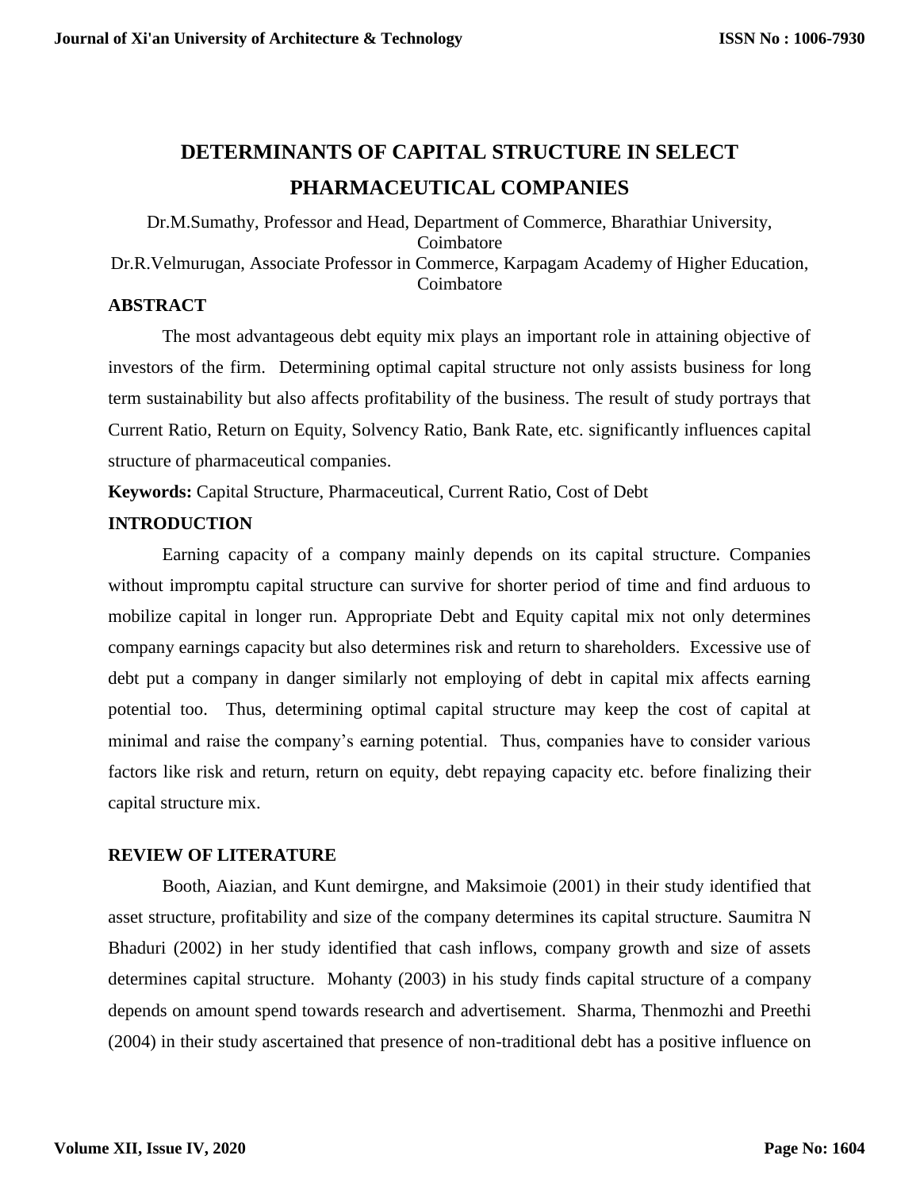# DETERMINANTS OF CAPITAL STRUCTURE IN SELECT PHARMACEUTICAL COMPANIES

Dr.M.Sumathy, Professor and Head, Department of Commerce, Bharathiar University, Coimbatore

Dr.R.Velmurugan, Associate Professor in Commerce, Karpagam Academy of Higher Education, Coimbatore

## ABSTRACT

The most advantageous debt equity mix plays an important role in attaining objective of investors of the firm. Determining optimal capital structure not only assists business for long term sustainability but also affects profitability of the business. The result of study portrays that Current Ratio, Return on Equity, Solvency Ratio, Bank Rate, etc. significantly influences capital structure of pharmaceutical companies.

**Keywords:** Capital Structure, Pharmaceutical, Current Ratio, Cost of Debt

## INTRODUCTION

Earning capacity of a company mainly depends on its capital structure. Companies without impromptu capital structure can survive for shorter period of time and find arduous to mobilize capital in longer run. Appropriate Debt and Equity capital mix not only determines company earnings capacity but also determines risk and return to shareholders. Excessive use of debt put a company in danger similarly not employing of debt in capital mix affects earning potential too. Thus, determining optimal capital structure may keep the cost of capital at minimal and raise the company's earning potential. Thus, companies have to consider various factors like risk and return, return on equity, debt repaying capacity etc. before finalizing their capital structure mix.

## REVIEW OF LITERATURE

Booth, Aiazian, and Kunt demirgne, and Maksimoie (2001) in their study identified that asset structure, profitability and size of the company determines its capital structure. Saumitra N Bhaduri (2002) in her study identified that cash inflows, company growth and size of assets determines capital structure. Mohanty (2003) in his study finds capital structure of a company depends on amount spend towards research and advertisement. Sharma, Thenmozhi and Preethi (2004) in their study ascertained that presence of non-traditional debt has a positive influence on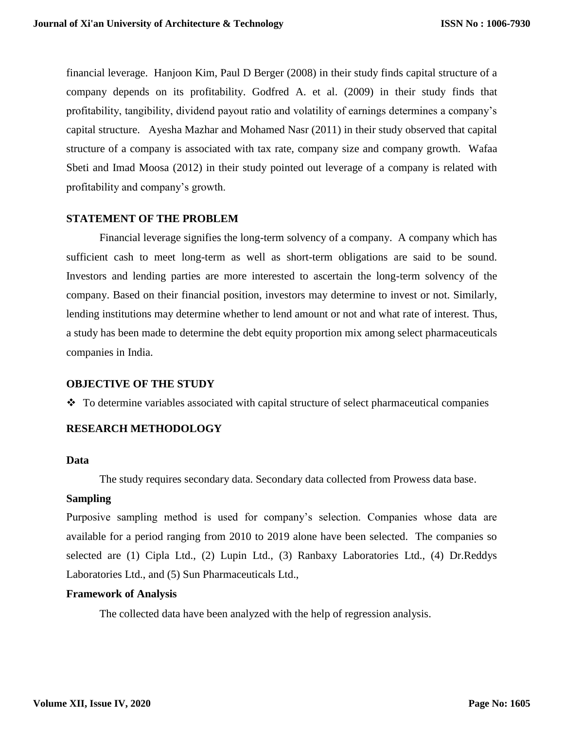financial leverage. Hanjoon Kim, Paul D Berger (2008) in their study finds capital structure of a company depends on its profitability. Godfred A. et al. (2009) in their study finds that profitability, tangibility, dividend payout ratio and volatility of earnings determines a company's capital structure. Ayesha Mazhar and Mohamed Nasr (2011) in their study observed that capital structure of a company is associated with tax rate, company size and company growth. Wafaa Sbeti and Imad Moosa (2012) in their study pointed out leverage of a company is related with profitability and company's growth.

## STATEMENT OF THE PROBLEM

Financial leverage signifies the long-term solvency of a company. A company which has sufficient cash to meet long-term as well as short-term obligations are said to be sound. Investors and lending parties are more interested to ascertain the long-term solvency of the company. Based on their financial position, investors may determine to invest or not. Similarly, lending institutions may determine whether to lend amount or not and what rate of interest. Thus, a study has been made to determine the debt equity proportion mix among select pharmaceuticals companies in India.

## OBJECTIVE OF THE STUDY

- To determine variables associated with capital structure of select pharmaceutical companies

## RESEARCH METHODOLOGY

### Data

The study requires secondary data. Secondary data collected from Prowess data base.

### Sampling

Purposive sampling method is used for company's selection. Companies whose data are available for a period ranging from 2010 to 2019 alone have been selected. The companies so selected are (1) Cipla Ltd., (2) Lupin Ltd., (3) Ranbaxy Laboratories Ltd., (4) Dr.Reddys Laboratories Ltd., and (5) Sun Pharmaceuticals Ltd.,

### Framework of Analysis

The collected data have been analyzed with the help of regression analysis.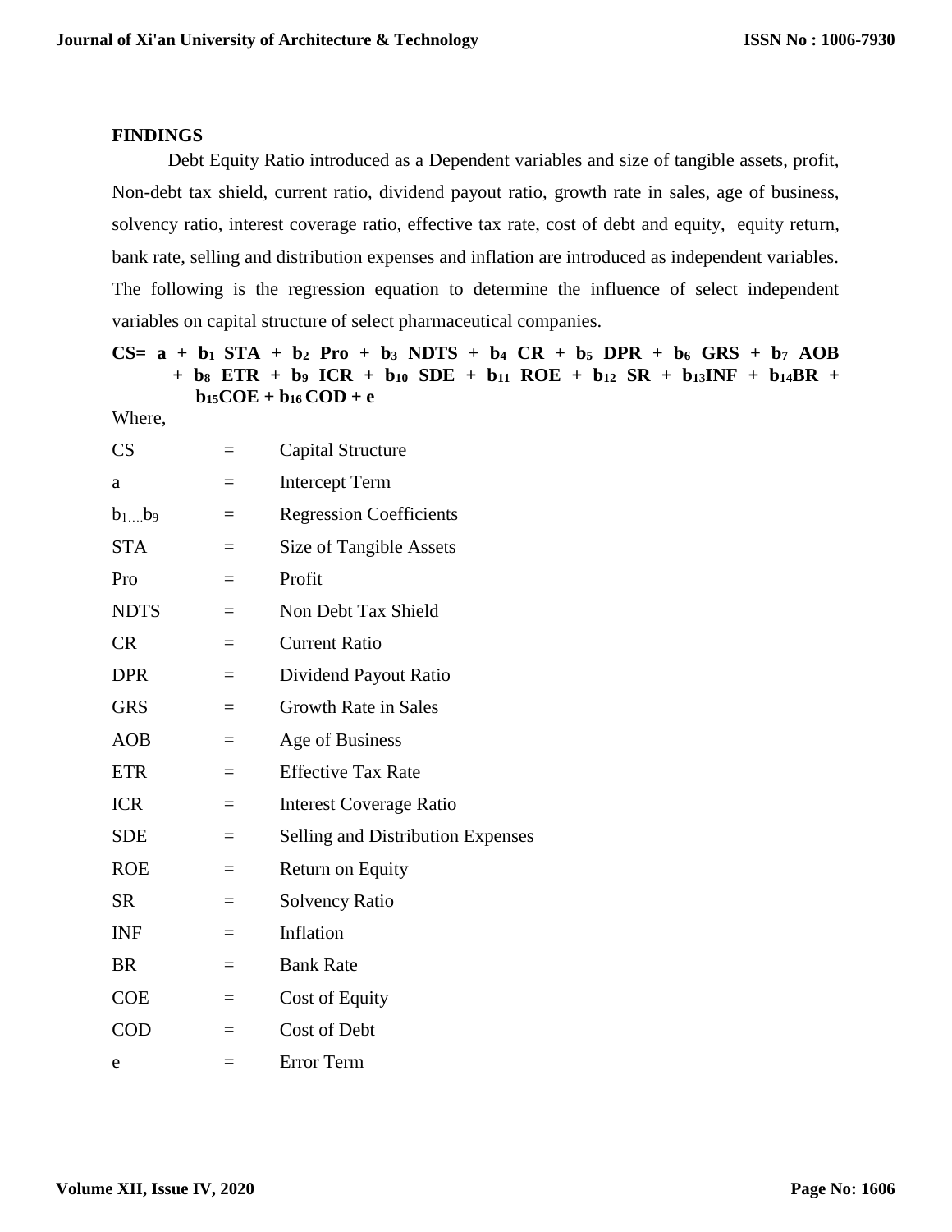**FINDINGS**

Debt Equity Ratio introduced as a Dependent variables and size of tangible assets, profit, Non-debt tax shield, current ratio, dividend payout ratio, growth rate in sales, age of business, solvency ratio, interest coverage ratio, effective tax rate, cost of debt and equity, equity return, bank rate, selling and distribution expenses and inflation are introduced as independent variables. The following is the regression equation to determine the influence of select independent variables on capital structure of select pharmaceutical companies.

$$\mathbf{CS = a + b_1\,STA + b_2\,Pro + b_3\,NDTS + b_4\,CR + b_5\,DPR + b_6\,GRS + b_7\,AOB + b_8\,ETR + b_9\,ICR + b_{10}\,SDE + b_{11}\,ROE + b_{12}\,SR + b_{13}INF + b_{14}BR + b_{15}COE + b_{16}\,COD + e}$$

Where,

| | | |
|---|---|---|
| CS | = | Capital Structure |
| a | = | Intercept Term |
| $b_{1....}b_9$ | = | Regression Coefficients |
| STA | = | Size of Tangible Assets |
| Pro | = | Profit |
| NDTS | = | Non Debt Tax Shield |
| CR | = | Current Ratio |
| DPR | = | Dividend Payout Ratio |
| GRS | = | Growth Rate in Sales |
| AOB | = | Age of Business |
| ETR | = | Effective Tax Rate |
| ICR | = | Interest Coverage Ratio |
| SDE | = | Selling and Distribution Expenses |
| ROE | = | Return on Equity |
| SR | = | Solvency Ratio |
| INF | = | Inflation |
| BR | = | Bank Rate |
| COE | = | Cost of Equity |
| COD | = | Cost of Debt |
| e | = | Error Term |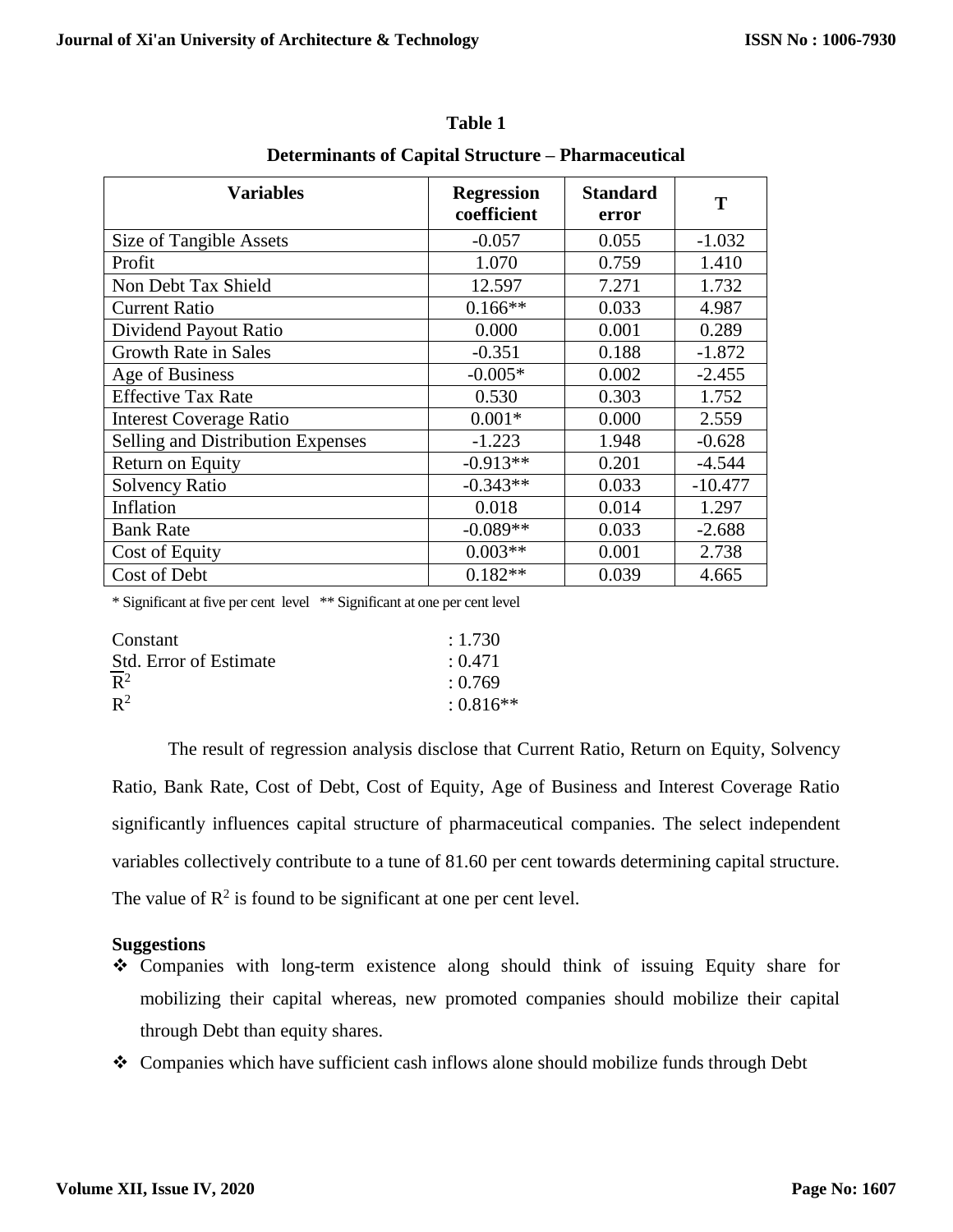**Table 1**

**Determinants of Capital Structure – Pharmaceutical**

| Variables | Regression coefficient | Standard error | T |
|---|---|---|---|
| Size of Tangible Assets | -0.057 | 0.055 | -1.032 |
| Profit | 1.070 | 0.759 | 1.410 |
| Non Debt Tax Shield | 12.597 | 7.271 | 1.732 |
| Current Ratio | 0.166** | 0.033 | 4.987 |
| Dividend Payout Ratio | 0.000 | 0.001 | 0.289 |
| Growth Rate in Sales | -0.351 | 0.188 | -1.872 |
| Age of Business | -0.005* | 0.002 | -2.455 |
| Effective Tax Rate | 0.530 | 0.303 | 1.752 |
| Interest Coverage Ratio | 0.001* | 0.000 | 2.559 |
| Selling and Distribution Expenses | -1.223 | 1.948 | -0.628 |
| Return on Equity | -0.913** | 0.201 | -4.544 |
| Solvency Ratio | -0.343** | 0.033 | -10.477 |
| Inflation | 0.018 | 0.014 | 1.297 |
| Bank Rate | -0.089** | 0.033 | -2.688 |
| Cost of Equity | 0.003** | 0.001 | 2.738 |
| Cost of Debt | 0.182** | 0.039 | 4.665 |

\* Significant at five per cent level ** Significant at one per cent level

Constant : 1.730
Std. Error of Estimate : 0.471
$\overline{R}^2$ : 0.769
$R^2$ : 0.816**

The result of regression analysis disclose that Current Ratio, Return on Equity, Solvency Ratio, Bank Rate, Cost of Debt, Cost of Equity, Age of Business and Interest Coverage Ratio significantly influences capital structure of pharmaceutical companies. The select independent variables collectively contribute to a tune of 81.60 per cent towards determining capital structure. The value of $R^2$ is found to be significant at one per cent level.

**Suggestions**

- Companies with long-term existence along should think of issuing Equity share for mobilizing their capital whereas, new promoted companies should mobilize their capital through Debt than equity shares.
- Companies which have sufficient cash inflows alone should mobilize funds through Debt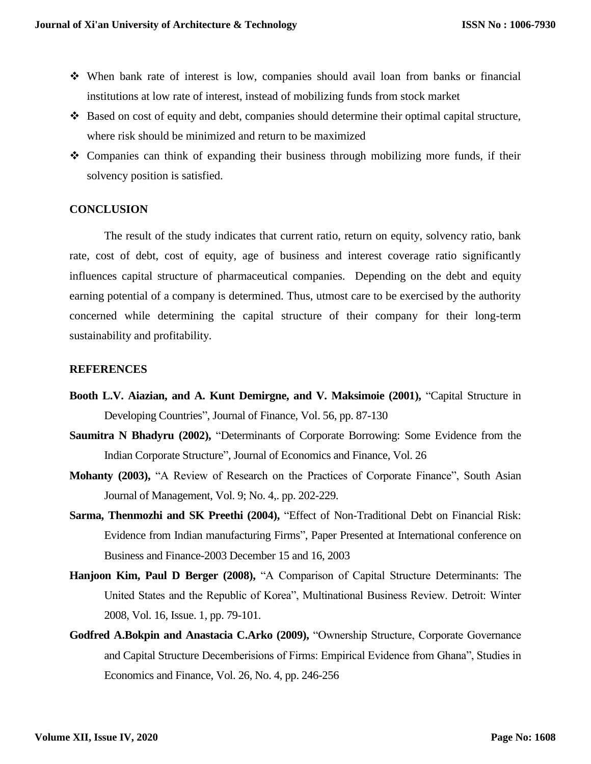- When bank rate of interest is low, companies should avail loan from banks or financial institutions at low rate of interest, instead of mobilizing funds from stock market
- Based on cost of equity and debt, companies should determine their optimal capital structure, where risk should be minimized and return to be maximized
- Companies can think of expanding their business through mobilizing more funds, if their solvency position is satisfied.

## CONCLUSION

The result of the study indicates that current ratio, return on equity, solvency ratio, bank rate, cost of debt, cost of equity, age of business and interest coverage ratio significantly influences capital structure of pharmaceutical companies. Depending on the debt and equity earning potential of a company is determined. Thus, utmost care to be exercised by the authority concerned while determining the capital structure of their company for their long-term sustainability and profitability.

## REFERENCES

**Booth L.V. Aiazian, and A. Kunt Demirgne, and V. Maksimoie (2001),** "Capital Structure in Developing Countries", Journal of Finance, Vol. 56, pp. 87-130

**Saumitra N Bhadyru (2002),** "Determinants of Corporate Borrowing: Some Evidence from the Indian Corporate Structure", Journal of Economics and Finance, Vol. 26

**Mohanty (2003),** "A Review of Research on the Practices of Corporate Finance", South Asian Journal of Management, Vol. 9; No. 4,. pp. 202-229.

**Sarma, Thenmozhi and SK Preethi (2004),** "Effect of Non-Traditional Debt on Financial Risk: Evidence from Indian manufacturing Firms", Paper Presented at International conference on Business and Finance-2003 December 15 and 16, 2003

**Hanjoon Kim, Paul D Berger (2008),** "A Comparison of Capital Structure Determinants: The United States and the Republic of Korea", Multinational Business Review. Detroit: Winter 2008, Vol. 16, Issue. 1, pp. 79-101.

**Godfred A.Bokpin and Anastacia C.Arko (2009),** "Ownership Structure, Corporate Governance and Capital Structure Decemberisions of Firms: Empirical Evidence from Ghana", Studies in Economics and Finance, Vol. 26, No. 4, pp. 246-256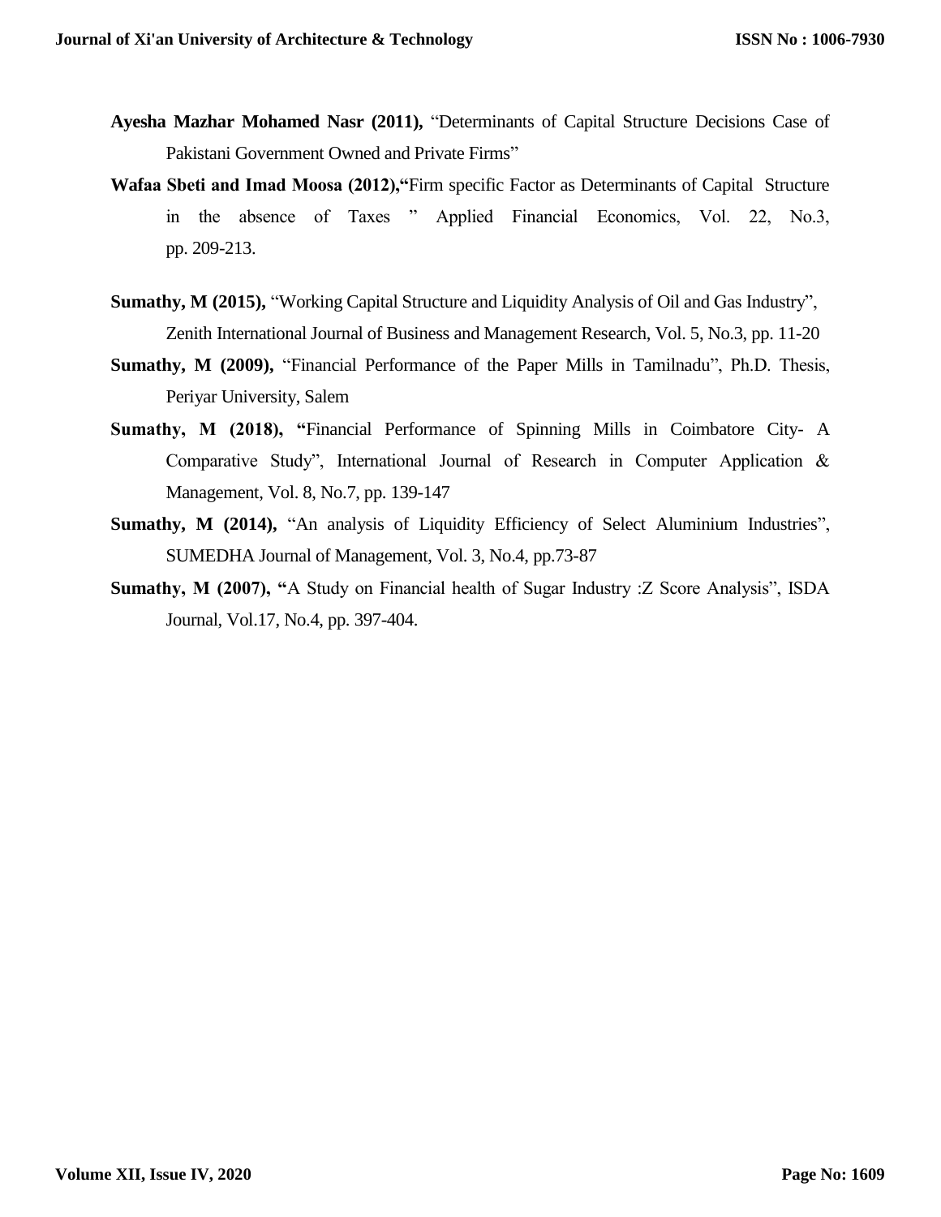**Ayesha Mazhar Mohamed Nasr (2011),** "Determinants of Capital Structure Decisions Case of Pakistani Government Owned and Private Firms"

**Wafaa Sbeti and Imad Moosa (2012),"**Firm specific Factor as Determinants of Capital Structure in the absence of Taxes " Applied Financial Economics, Vol. 22, No.3, pp. 209-213.

**Sumathy, M (2015),** "Working Capital Structure and Liquidity Analysis of Oil and Gas Industry", Zenith International Journal of Business and Management Research, Vol. 5, No.3, pp. 11-20

**Sumathy, M (2009),** "Financial Performance of the Paper Mills in Tamilnadu", Ph.D. Thesis, Periyar University, Salem

**Sumathy, M (2018), "**Financial Performance of Spinning Mills in Coimbatore City- A Comparative Study", International Journal of Research in Computer Application & Management, Vol. 8, No.7, pp. 139-147

**Sumathy, M (2014),** "An analysis of Liquidity Efficiency of Select Aluminium Industries", SUMEDHA Journal of Management, Vol. 3, No.4, pp.73-87

**Sumathy, M (2007), "**A Study on Financial health of Sugar Industry :Z Score Analysis", ISDA Journal, Vol.17, No.4, pp. 397-404.